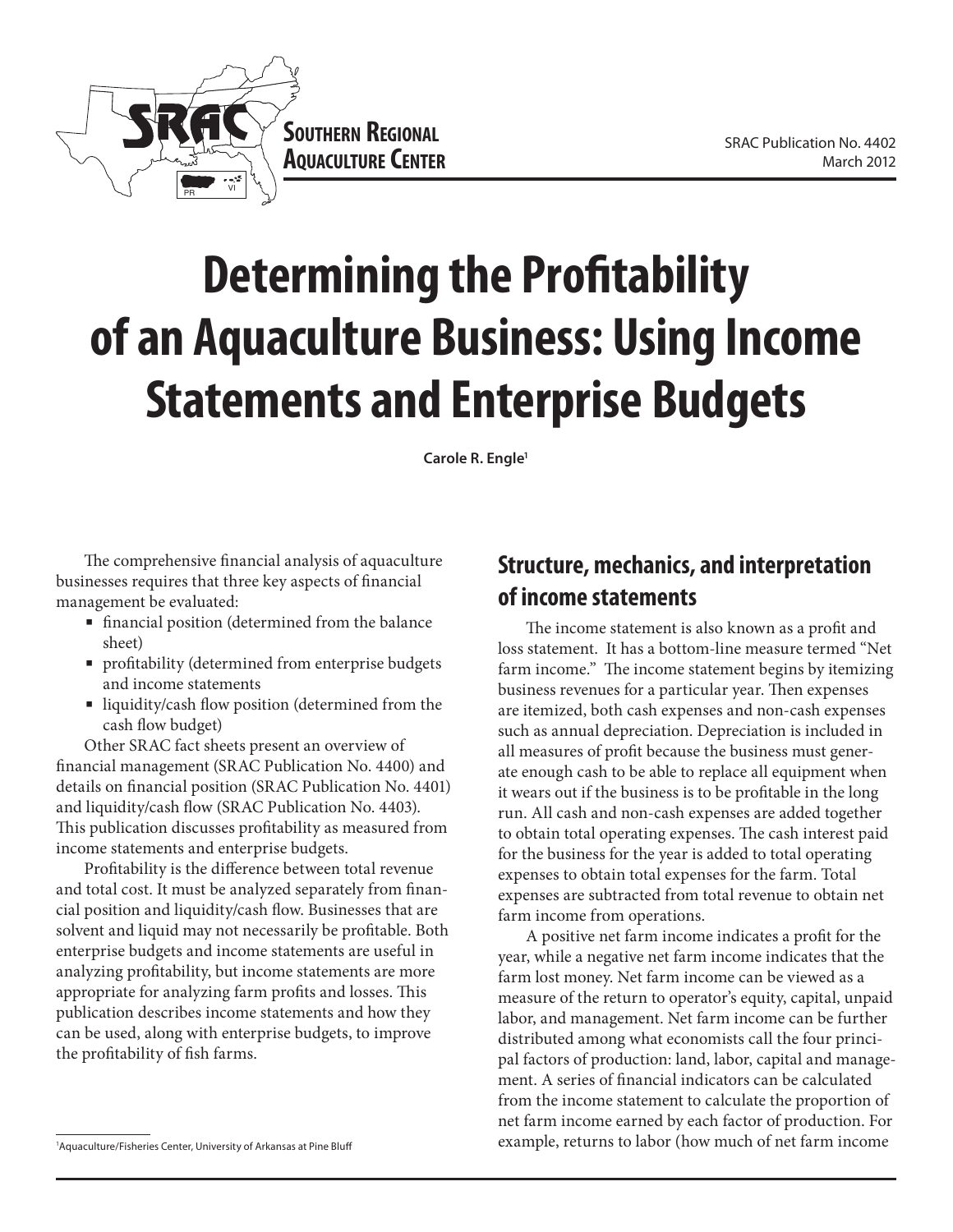SOUTHERN REGIONAL AQUACULTURE CENTER

SRAC Publication No. 4402
March 2012

# Determining the Profitability of an Aquaculture Business: Using Income Statements and Enterprise Budgets

**Carole R. Engle**[1]

The comprehensive financial analysis of aquaculture businesses requires that three key aspects of financial management be evaluated:

- financial position (determined from the balance sheet)
- profitability (determined from enterprise budgets and income statements
- liquidity/cash flow position (determined from the cash flow budget)

Other SRAC fact sheets present an overview of financial management (SRAC Publication No. 4400) and details on financial position (SRAC Publication No. 4401) and liquidity/cash flow (SRAC Publication No. 4403). This publication discusses profitability as measured from income statements and enterprise budgets.

Profitability is the difference between total revenue and total cost. It must be analyzed separately from financial position and liquidity/cash flow. Businesses that are solvent and liquid may not necessarily be profitable. Both enterprise budgets and income statements are useful in analyzing profitability, but income statements are more appropriate for analyzing farm profits and losses. This publication describes income statements and how they can be used, along with enterprise budgets, to improve the profitability of fish farms.

## Structure, mechanics, and interpretation of income statements

The income statement is also known as a profit and loss statement. It has a bottom-line measure termed "Net farm income." The income statement begins by itemizing business revenues for a particular year. Then expenses are itemized, both cash expenses and non-cash expenses such as annual depreciation. Depreciation is included in all measures of profit because the business must generate enough cash to be able to replace all equipment when it wears out if the business is to be profitable in the long run. All cash and non-cash expenses are added together to obtain total operating expenses. The cash interest paid for the business for the year is added to total operating expenses to obtain total expenses for the farm. Total expenses are subtracted from total revenue to obtain net farm income from operations.

A positive net farm income indicates a profit for the year, while a negative net farm income indicates that the farm lost money. Net farm income can be viewed as a measure of the return to operator's equity, capital, unpaid labor, and management. Net farm income can be further distributed among what economists call the four principal factors of production: land, labor, capital and management. A series of financial indicators can be calculated from the income statement to calculate the proportion of net farm income earned by each factor of production. For example, returns to labor (how much of net farm income

[1] Aquaculture/Fisheries Center, University of Arkansas at Pine Bluff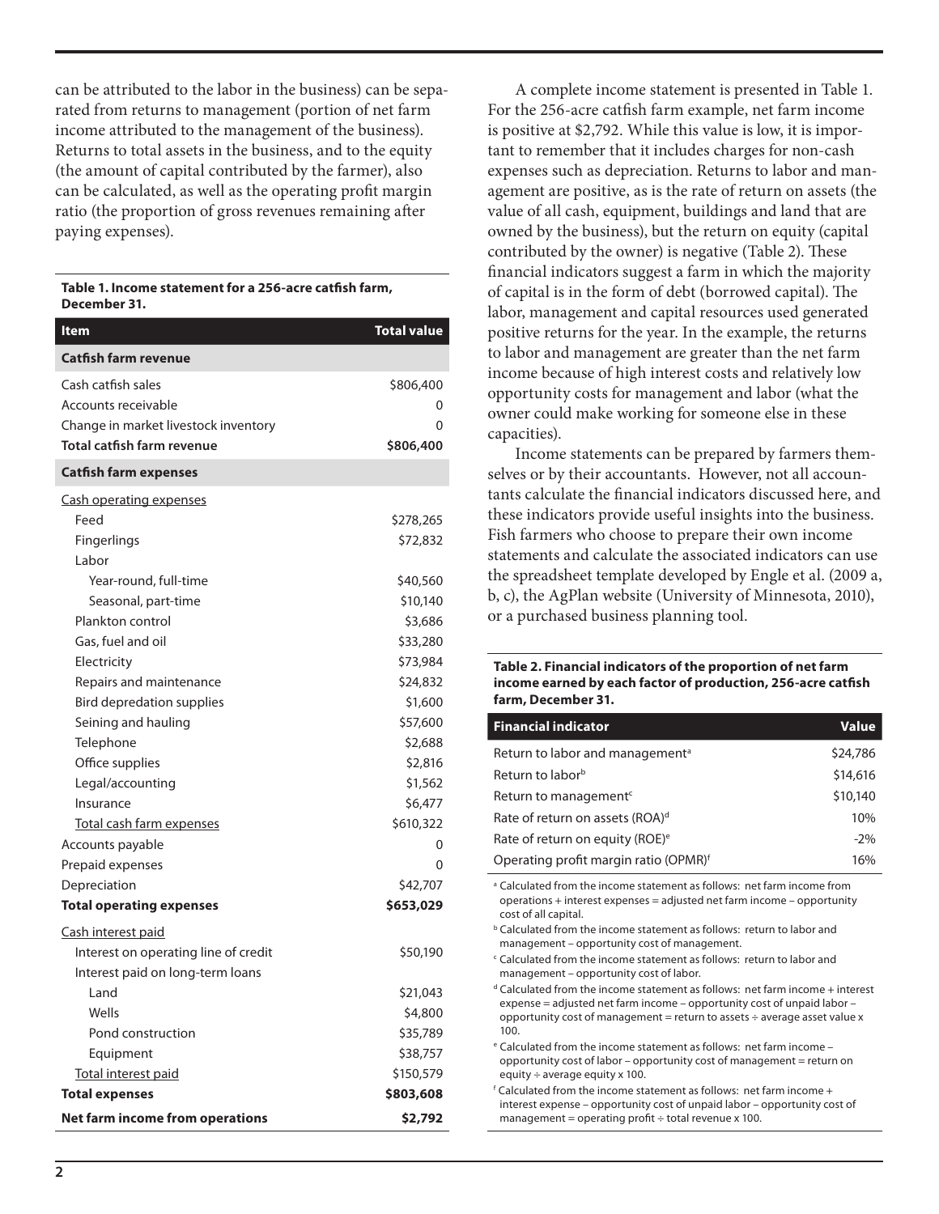can be attributed to the labor in the business) can be separated from returns to management (portion of net farm income attributed to the management of the business). Returns to total assets in the business, and to the equity (the amount of capital contributed by the farmer), also can be calculated, as well as the operating profit margin ratio (the proportion of gross revenues remaining after paying expenses).

**Table 1. Income statement for a 256-acre catfish farm, December 31.**

| Item | Total value |
|---|---|
| **Catfish farm revenue** | |
| Cash catfish sales | \$806,400 |
| Accounts receivable | 0 |
| Change in market livestock inventory | 0 |
| **Total catfish farm revenue** | **\$806,400** |
| **Catfish farm expenses** | |
| Cash operating expenses | |
| Feed | \$278,265 |
| Fingerlings | \$72,832 |
| Labor | |
| Year-round, full-time | \$40,560 |
| Seasonal, part-time | \$10,140 |
| Plankton control | \$3,686 |
| Gas, fuel and oil | \$33,280 |
| Electricity | \$73,984 |
| Repairs and maintenance | \$24,832 |
| Bird depredation supplies | \$1,600 |
| Seining and hauling | \$57,600 |
| Telephone | \$2,688 |
| Office supplies | \$2,816 |
| Legal/accounting | \$1,562 |
| Insurance | \$6,477 |
| Total cash farm expenses | \$610,322 |
| Accounts payable | 0 |
| Prepaid expenses | 0 |
| Depreciation | \$42,707 |
| **Total operating expenses** | **\$653,029** |
| Cash interest paid | |
| Interest on operating line of credit | \$50,190 |
| Interest paid on long-term loans | |
| Land | \$21,043 |
| Wells | \$4,800 |
| Pond construction | \$35,789 |
| Equipment | \$38,757 |
| Total interest paid | \$150,579 |
| **Total expenses** | **\$803,608** |
| **Net farm income from operations** | **\$2,792** |

A complete income statement is presented in Table 1. For the 256-acre catfish farm example, net farm income is positive at \$2,792. While this value is low, it is important to remember that it includes charges for non-cash expenses such as depreciation. Returns to labor and management are positive, as is the rate of return on assets (the value of all cash, equipment, buildings and land that are owned by the business), but the return on equity (capital contributed by the owner) is negative (Table 2). These financial indicators suggest a farm in which the majority of capital is in the form of debt (borrowed capital). The labor, management and capital resources used generated positive returns for the year. In the example, the returns to labor and management are greater than the net farm income because of high interest costs and relatively low opportunity costs for management and labor (what the owner could make working for someone else in these capacities).

Income statements can be prepared by farmers themselves or by their accountants. However, not all accountants calculate the financial indicators discussed here, and these indicators provide useful insights into the business. Fish farmers who choose to prepare their own income statements and calculate the associated indicators can use the spreadsheet template developed by Engle et al. (2009 a, b, c), the AgPlan website (University of Minnesota, 2010), or a purchased business planning tool.

**Table 2. Financial indicators of the proportion of net farm income earned by each factor of production, 256-acre catfish farm, December 31.**

| Financial indicator | Value |
|---|---|
| Return to labor and management[a] | \$24,786 |
| Return to labor[b] | \$14,616 |
| Return to management[c] | \$10,140 |
| Rate of return on assets (ROA)[d] | 10% |
| Rate of return on equity (ROE)[e] | -2% |
| Operating profit margin ratio (OPMR)[f] | 16% |

[a] Calculated from the income statement as follows: net farm income from operations + interest expenses = adjusted net farm income – opportunity cost of all capital.

[b] Calculated from the income statement as follows: return to labor and management – opportunity cost of management.

[c] Calculated from the income statement as follows: return to labor and management – opportunity cost of labor.

[d] Calculated from the income statement as follows: net farm income + interest expense = adjusted net farm income – opportunity cost of unpaid labor – opportunity cost of management = return to assets ÷ average asset value x 100.

[e] Calculated from the income statement as follows: net farm income – opportunity cost of labor – opportunity cost of management = return on equity ÷ average equity x 100.

[f] Calculated from the income statement as follows: net farm income + interest expense – opportunity cost of unpaid labor – opportunity cost of management = operating profit ÷ total revenue x 100.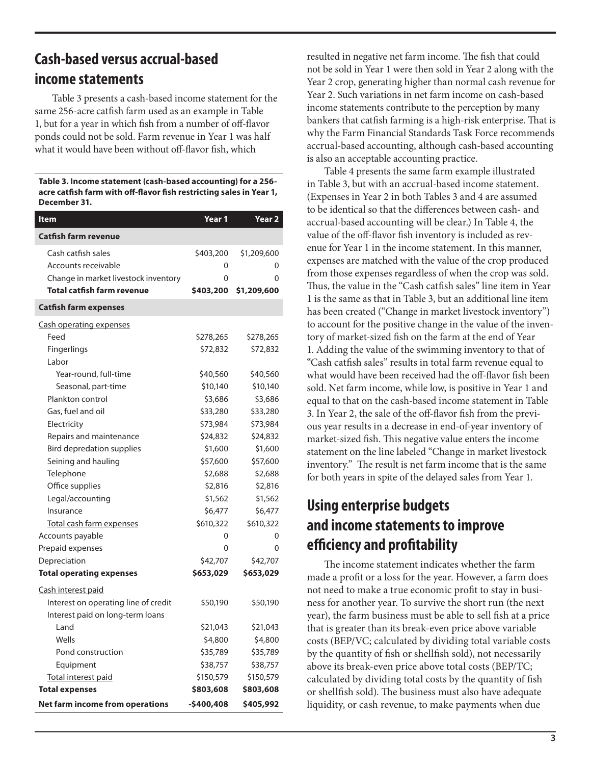## Cash-based versus accrual-based income statements

Table 3 presents a cash-based income statement for the same 256-acre catfish farm used as an example in Table 1, but for a year in which fish from a number of off-flavor ponds could not be sold. Farm revenue in Year 1 was half what it would have been without off-flavor fish, which resulted in negative net farm income. The fish that could not be sold in Year 1 were then sold in Year 2 along with the Year 2 crop, generating higher than normal cash revenue for Year 2. Such variations in net farm income on cash-based income statements contribute to the perception by many bankers that catfish farming is a high-risk enterprise. That is why the Farm Financial Standards Task Force recommends accrual-based accounting, although cash-based accounting is also an acceptable accounting practice.

**Table 3. Income statement (cash-based accounting) for a 256-acre catfish farm with off-flavor fish restricting sales in Year 1, December 31.**

| Item | Year 1 | Year 2 |
|---|---|---|
| **Catfish farm revenue** | | |
| Cash catfish sales | $403,200 | $1,209,600 |
| Accounts receivable | 0 | 0 |
| Change in market livestock inventory | 0 | 0 |
| **Total catfish farm revenue** | **$403,200** | **$1,209,600** |
| **Catfish farm expenses** | | |
| Cash operating expenses | | |
| Feed | $278,265 | $278,265 |
| Fingerlings | $72,832 | $72,832 |
| Labor | | |
| Year-round, full-time | $40,560 | $40,560 |
| Seasonal, part-time | $10,140 | $10,140 |
| Plankton control | $3,686 | $3,686 |
| Gas, fuel and oil | $33,280 | $33,280 |
| Electricity | $73,984 | $73,984 |
| Repairs and maintenance | $24,832 | $24,832 |
| Bird depredation supplies | $1,600 | $1,600 |
| Seining and hauling | $57,600 | $57,600 |
| Telephone | $2,688 | $2,688 |
| Office supplies | $2,816 | $2,816 |
| Legal/accounting | $1,562 | $1,562 |
| Insurance | $6,477 | $6,477 |
| Total cash farm expenses | $610,322 | $610,322 |
| Accounts payable | 0 | 0 |
| Prepaid expenses | 0 | 0 |
| Depreciation | $42,707 | $42,707 |
| **Total operating expenses** | **$653,029** | **$653,029** |
| Cash interest paid | | |
| Interest on operating line of credit | $50,190 | $50,190 |
| Interest paid on long-term loans | | |
| Land | $21,043 | $21,043 |
| Wells | $4,800 | $4,800 |
| Pond construction | $35,789 | $35,789 |
| Equipment | $38,757 | $38,757 |
| Total interest paid | $150,579 | $150,579 |
| **Total expenses** | **$803,608** | **$803,608** |
| **Net farm income from operations** | **-$400,408** | **$405,992** |

Table 4 presents the same farm example illustrated in Table 3, but with an accrual-based income statement. (Expenses in Year 2 in both Tables 3 and 4 are assumed to be identical so that the differences between cash- and accrual-based accounting will be clear.) In Table 4, the value of the off-flavor fish inventory is included as revenue for Year 1 in the income statement. In this manner, expenses are matched with the value of the crop produced from those expenses regardless of when the crop was sold. Thus, the value in the "Cash catfish sales" line item in Year 1 is the same as that in Table 3, but an additional line item has been created ("Change in market livestock inventory") to account for the positive change in the value of the inventory of market-sized fish on the farm at the end of Year 1. Adding the value of the swimming inventory to that of "Cash catfish sales" results in total farm revenue equal to what would have been received had the off-flavor fish been sold. Net farm income, while low, is positive in Year 1 and equal to that on the cash-based income statement in Table 3. In Year 2, the sale of the off-flavor fish from the previous year results in a decrease in end-of-year inventory of market-sized fish. This negative value enters the income statement on the line labeled "Change in market livestock inventory." The result is net farm income that is the same for both years in spite of the delayed sales from Year 1.

## Using enterprise budgets and income statements to improve efficiency and profitability

The income statement indicates whether the farm made a profit or a loss for the year. However, a farm does not need to make a true economic profit to stay in business for another year. To survive the short run (the next year), the farm business must be able to sell fish at a price that is greater than its break-even price above variable costs (BEP/VC; calculated by dividing total variable costs by the quantity of fish or shellfish sold), not necessarily above its break-even price above total costs (BEP/TC; calculated by dividing total costs by the quantity of fish or shellfish sold). The business must also have adequate liquidity, or cash revenue, to make payments when due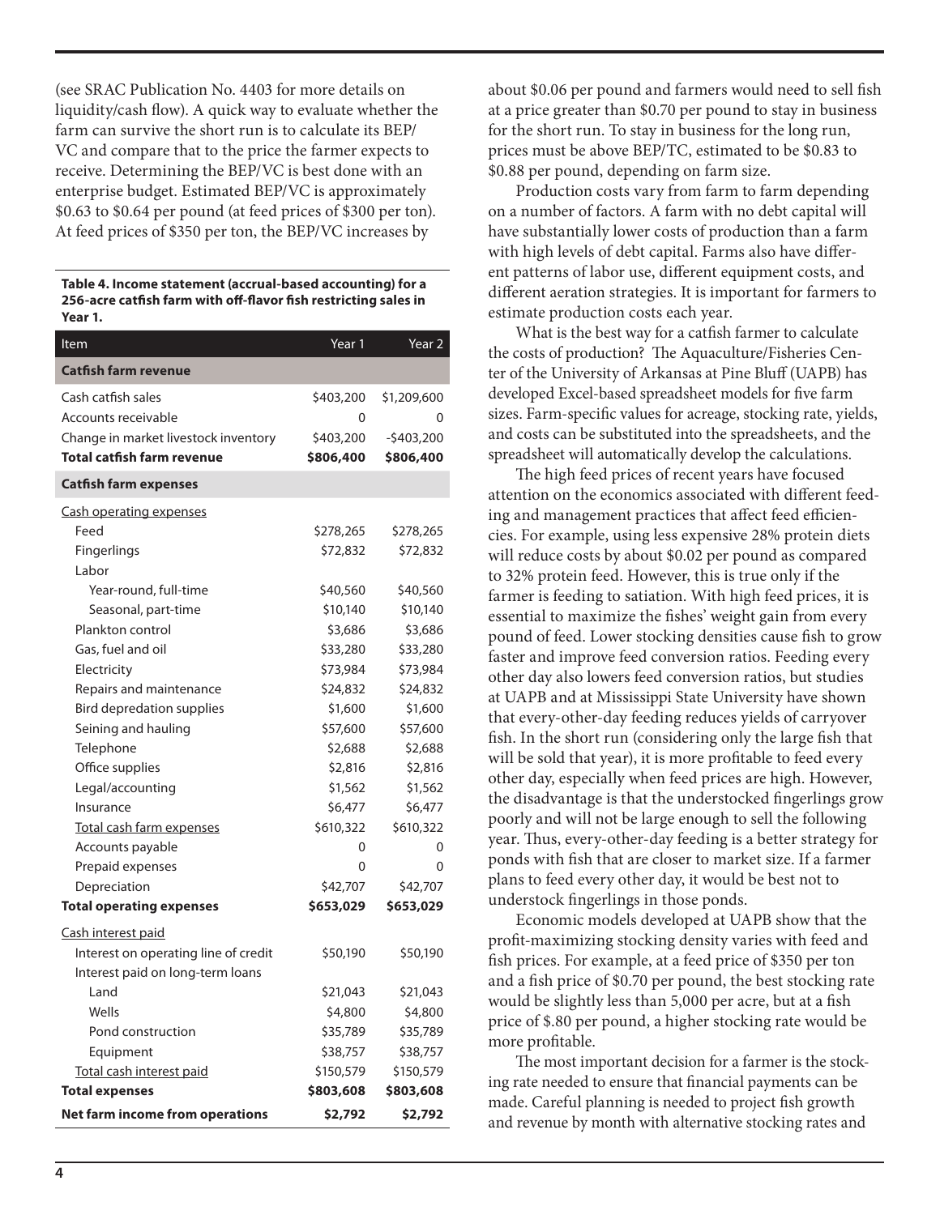(see SRAC Publication No. 4403 for more details on liquidity/cash flow). A quick way to evaluate whether the farm can survive the short run is to calculate its BEP/VC and compare that to the price the farmer expects to receive. Determining the BEP/VC is best done with an enterprise budget. Estimated BEP/VC is approximately \$0.63 to \$0.64 per pound (at feed prices of \$300 per ton). At feed prices of \$350 per ton, the BEP/VC increases by about \$0.06 per pound and farmers would need to sell fish at a price greater than \$0.70 per pound to stay in business for the short run. To stay in business for the long run, prices must be above BEP/TC, estimated to be \$0.83 to \$0.88 per pound, depending on farm size.

**Table 4. Income statement (accrual-based accounting) for a 256-acre catfish farm with off-flavor fish restricting sales in Year 1.**

| Item | Year 1 | Year 2 |
|---|---|---|
| **Catfish farm revenue** | | |
| Cash catfish sales | \$403,200 | \$1,209,600 |
| Accounts receivable | 0 | 0 |
| Change in market livestock inventory | \$403,200 | -\$403,200 |
| **Total catfish farm revenue** | **\$806,400** | **\$806,400** |
| **Catfish farm expenses** | | |
| Cash operating expenses | | |
| Feed | \$278,265 | \$278,265 |
| Fingerlings | \$72,832 | \$72,832 |
| Labor | | |
| Year-round, full-time | \$40,560 | \$40,560 |
| Seasonal, part-time | \$10,140 | \$10,140 |
| Plankton control | \$3,686 | \$3,686 |
| Gas, fuel and oil | \$33,280 | \$33,280 |
| Electricity | \$73,984 | \$73,984 |
| Repairs and maintenance | \$24,832 | \$24,832 |
| Bird depredation supplies | \$1,600 | \$1,600 |
| Seining and hauling | \$57,600 | \$57,600 |
| Telephone | \$2,688 | \$2,688 |
| Office supplies | \$2,816 | \$2,816 |
| Legal/accounting | \$1,562 | \$1,562 |
| Insurance | \$6,477 | \$6,477 |
| Total cash farm expenses | \$610,322 | \$610,322 |
| Accounts payable | 0 | 0 |
| Prepaid expenses | 0 | 0 |
| Depreciation | \$42,707 | \$42,707 |
| **Total operating expenses** | **\$653,029** | **\$653,029** |
| Cash interest paid | | |
| Interest on operating line of credit | \$50,190 | \$50,190 |
| Interest paid on long-term loans | | |
| Land | \$21,043 | \$21,043 |
| Wells | \$4,800 | \$4,800 |
| Pond construction | \$35,789 | \$35,789 |
| Equipment | \$38,757 | \$38,757 |
| Total cash interest paid | \$150,579 | \$150,579 |
| **Total expenses** | **\$803,608** | **\$803,608** |
| **Net farm income from operations** | **\$2,792** | **\$2,792** |

Production costs vary from farm to farm depending on a number of factors. A farm with no debt capital will have substantially lower costs of production than a farm with high levels of debt capital. Farms also have different patterns of labor use, different equipment costs, and different aeration strategies. It is important for farmers to estimate production costs each year.

What is the best way for a catfish farmer to calculate the costs of production? The Aquaculture/Fisheries Center of the University of Arkansas at Pine Bluff (UAPB) has developed Excel-based spreadsheet models for five farm sizes. Farm-specific values for acreage, stocking rate, yields, and costs can be substituted into the spreadsheets, and the spreadsheet will automatically develop the calculations.

The high feed prices of recent years have focused attention on the economics associated with different feeding and management practices that affect feed efficiencies. For example, using less expensive 28% protein diets will reduce costs by about \$0.02 per pound as compared to 32% protein feed. However, this is true only if the farmer is feeding to satiation. With high feed prices, it is essential to maximize the fishes' weight gain from every pound of feed. Lower stocking densities cause fish to grow faster and improve feed conversion ratios. Feeding every other day also lowers feed conversion ratios, but studies at UAPB and at Mississippi State University have shown that every-other-day feeding reduces yields of carryover fish. In the short run (considering only the large fish that will be sold that year), it is more profitable to feed every other day, especially when feed prices are high. However, the disadvantage is that the understocked fingerlings grow poorly and will not be large enough to sell the following year. Thus, every-other-day feeding is a better strategy for ponds with fish that are closer to market size. If a farmer plans to feed every other day, it would be best not to understock fingerlings in those ponds.

Economic models developed at UAPB show that the profit-maximizing stocking density varies with feed and fish prices. For example, at a feed price of \$350 per ton and a fish price of \$0.70 per pound, the best stocking rate would be slightly less than 5,000 per acre, but at a fish price of \$.80 per pound, a higher stocking rate would be more profitable.

The most important decision for a farmer is the stocking rate needed to ensure that financial payments can be made. Careful planning is needed to project fish growth and revenue by month with alternative stocking rates and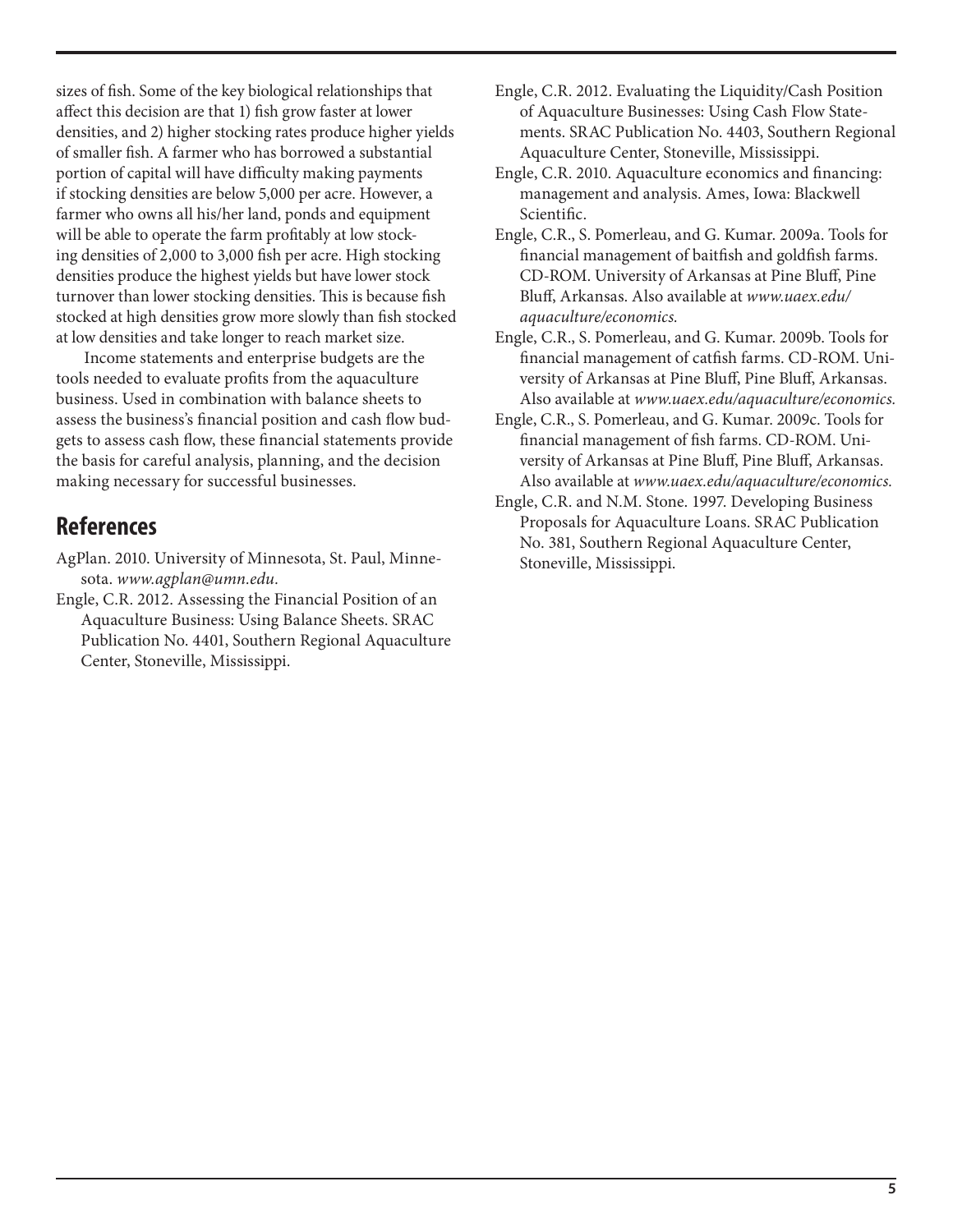sizes of fish. Some of the key biological relationships that affect this decision are that 1) fish grow faster at lower densities, and 2) higher stocking rates produce higher yields of smaller fish. A farmer who has borrowed a substantial portion of capital will have difficulty making payments if stocking densities are below 5,000 per acre. However, a farmer who owns all his/her land, ponds and equipment will be able to operate the farm profitably at low stocking densities of 2,000 to 3,000 fish per acre. High stocking densities produce the highest yields but have lower stock turnover than lower stocking densities. This is because fish stocked at high densities grow more slowly than fish stocked at low densities and take longer to reach market size.

Income statements and enterprise budgets are the tools needed to evaluate profits from the aquaculture business. Used in combination with balance sheets to assess the business's financial position and cash flow budgets to assess cash flow, these financial statements provide the basis for careful analysis, planning, and the decision making necessary for successful businesses.

## References

AgPlan. 2010. University of Minnesota, St. Paul, Minnesota. *www.agplan@umn.edu*.

Engle, C.R. 2012. Assessing the Financial Position of an Aquaculture Business: Using Balance Sheets. SRAC Publication No. 4401, Southern Regional Aquaculture Center, Stoneville, Mississippi.

Engle, C.R. 2012. Evaluating the Liquidity/Cash Position of Aquaculture Businesses: Using Cash Flow Statements. SRAC Publication No. 4403, Southern Regional Aquaculture Center, Stoneville, Mississippi.

Engle, C.R. 2010. Aquaculture economics and financing: management and analysis. Ames, Iowa: Blackwell Scientific.

Engle, C.R., S. Pomerleau, and G. Kumar. 2009a. Tools for financial management of baitfish and goldfish farms. CD-ROM. University of Arkansas at Pine Bluff, Pine Bluff, Arkansas. Also available at *www.uaex.edu/aquaculture/economics*.

Engle, C.R., S. Pomerleau, and G. Kumar. 2009b. Tools for financial management of catfish farms. CD-ROM. University of Arkansas at Pine Bluff, Pine Bluff, Arkansas. Also available at *www.uaex.edu/aquaculture/economics*.

Engle, C.R., S. Pomerleau, and G. Kumar. 2009c. Tools for financial management of fish farms. CD-ROM. University of Arkansas at Pine Bluff, Pine Bluff, Arkansas. Also available at *www.uaex.edu/aquaculture/economics*.

Engle, C.R. and N.M. Stone. 1997. Developing Business Proposals for Aquaculture Loans. SRAC Publication No. 381, Southern Regional Aquaculture Center, Stoneville, Mississippi.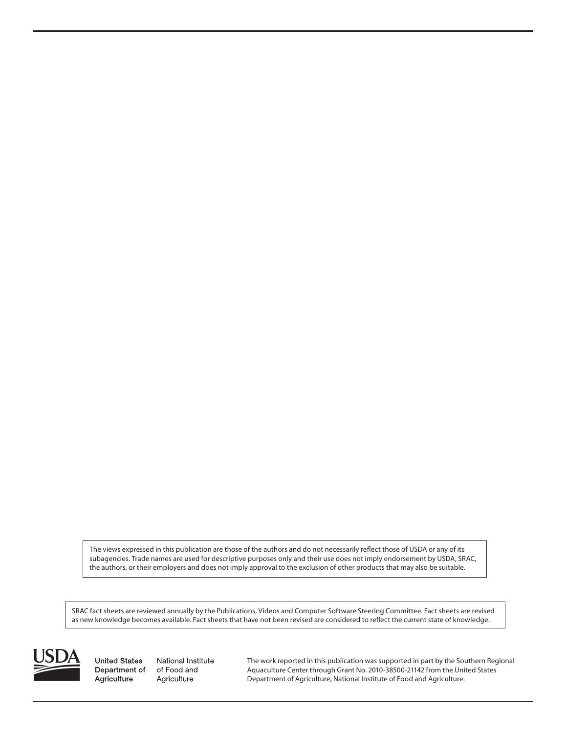The views expressed in this publication are those of the authors and do not necessarily reflect those of USDA or any of its subagencies. Trade names are used for descriptive purposes only and their use does not imply endorsement by USDA, SRAC, the authors, or their employers and does not imply approval to the exclusion of other products that may also be suitable.

SRAC fact sheets are reviewed annually by the Publications, Videos and Computer Software Steering Committee. Fact sheets are revised as new knowledge becomes available. Fact sheets that have not been revised are considered to reflect the current state of knowledge.

USDA

United States Department of Agriculture

National Institute of Food and Agriculture

The work reported in this publication was supported in part by the Southern Regional Aquaculture Center through Grant No. 2010-38500-21142 from the United States Department of Agriculture, National Institute of Food and Agriculture.